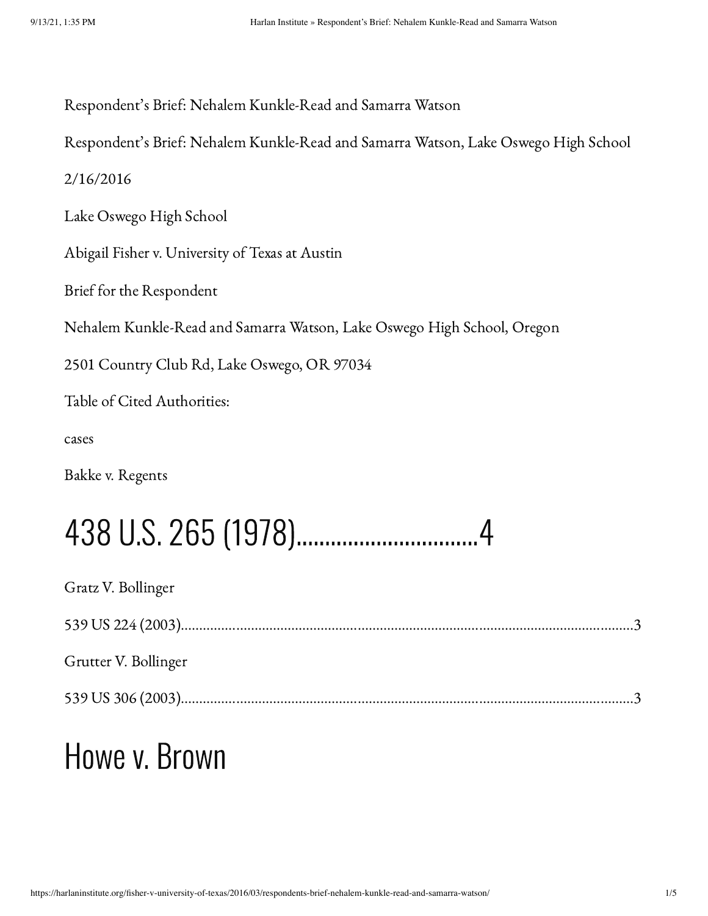Respondent's Brief: Nehalem Kunkle-Read and Samarra Watson

Respondent's Brief: Nehalem Kunkle-Read and Samarra Watson, Lake Oswego High School

2/16/2016

Lake Oswego High School

Abigail Fisher v. University of Texas at Austin

Brief for the Respondent

Nehalem Kunkle-Read and Samarra Watson, Lake Oswego High School, Oregon

2501 Country Club Rd, Lake Oswego, OR 97034

Table of Cited Authorities:

cases

Bakke v. Regents

# 438 U.S. 265 (1978)……………………………4

Gratz V. Bollinger

539 US 224 (2003)……………………………………………………………………………………………………3

Grutter V. Bollinger

539 US 306 (2003)……………………………………………………………………………………………………3

# Howe v. Brown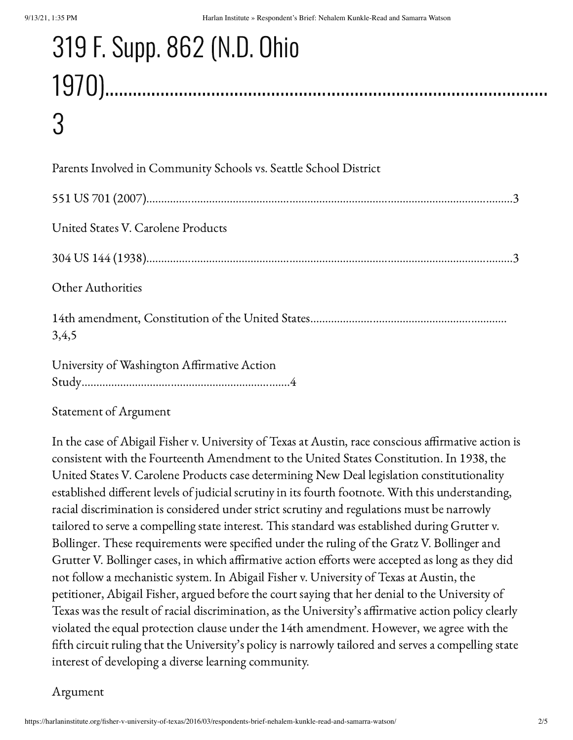# 319 F. Supp. 862 (N.D. Ohio 1970)...........................................................................................3

Parents Involved in Community Schools vs. Seattle School District

551 US 701 (2007)..........................................................................................................................3

United States V. Carolene Products

304 US 144 (1938)..........................................................................................................................3

Other Authorities

14th amendment, Constitution of the United States................................................................. 3,4,5

University of Washington Affirmative Action Study......................................................................4

Statement of Argument

In the case of Abigail Fisher v. University of Texas at Austin, race conscious affirmative action is consistent with the Fourteenth Amendment to the United States Constitution. In 1938, the United States V. Carolene Products case determining New Deal legislation constitutionality established different levels of judicial scrutiny in its fourth footnote. With this understanding, racial discrimination is considered under strict scrutiny and regulations must be narrowly tailored to serve a compelling state interest. This standard was established during Grutter v. Bollinger. These requirements were specified under the ruling of the Gratz V. Bollinger and Grutter V. Bollinger cases, in which affirmative action efforts were accepted as long as they did not follow a mechanistic system. In Abigail Fisher v. University of Texas at Austin, the petitioner, Abigail Fisher, argued before the court saying that her denial to the University of Texas was the result of racial discrimination, as the University's affirmative action policy clearly violated the equal protection clause under the 14th amendment. However, we agree with the fifth circuit ruling that the University's policy is narrowly tailored and serves a compelling state interest of developing a diverse learning community.

Argument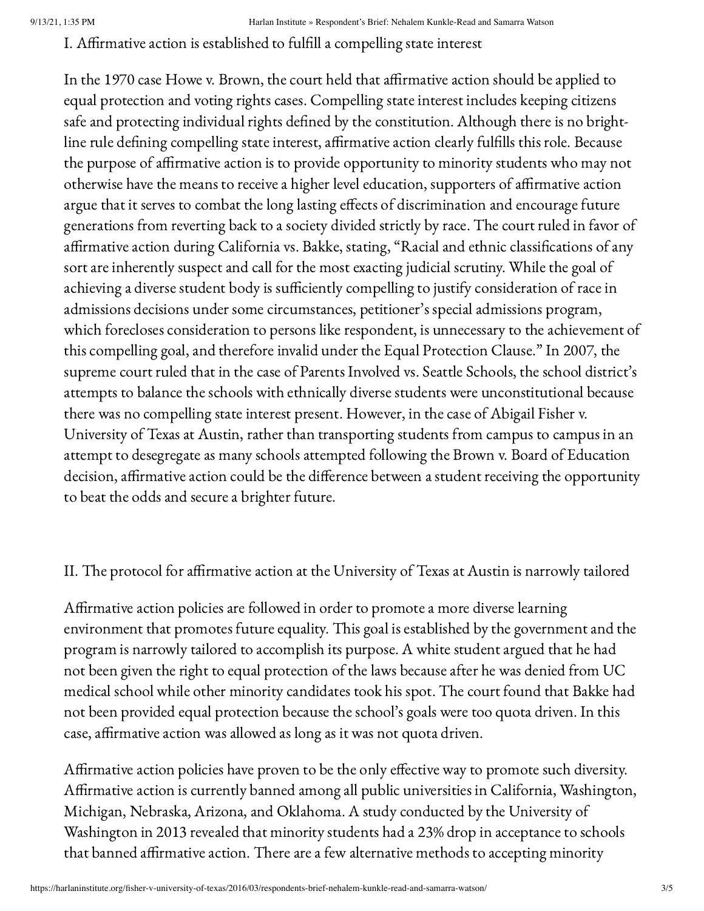## I. Affirmative action is established to fulfill a compelling state interest

In the 1970 case Howe v. Brown, the court held that affirmative action should be applied to equal protection and voting rights cases. Compelling state interest includes keeping citizens safe and protecting individual rights defined by the constitution. Although there is no bright-line rule defining compelling state interest, affirmative action clearly fulfills this role. Because the purpose of affirmative action is to provide opportunity to minority students who may not otherwise have the means to receive a higher level education, supporters of affirmative action argue that it serves to combat the long lasting effects of discrimination and encourage future generations from reverting back to a society divided strictly by race. The court ruled in favor of affirmative action during California vs. Bakke, stating, "Racial and ethnic classifications of any sort are inherently suspect and call for the most exacting judicial scrutiny. While the goal of achieving a diverse student body is sufficiently compelling to justify consideration of race in admissions decisions under some circumstances, petitioner's special admissions program, which forecloses consideration to persons like respondent, is unnecessary to the achievement of this compelling goal, and therefore invalid under the Equal Protection Clause." In 2007, the supreme court ruled that in the case of Parents Involved vs. Seattle Schools, the school district's attempts to balance the schools with ethnically diverse students were unconstitutional because there was no compelling state interest present. However, in the case of Abigail Fisher v. University of Texas at Austin, rather than transporting students from campus to campus in an attempt to desegregate as many schools attempted following the Brown v. Board of Education decision, affirmative action could be the difference between a student receiving the opportunity to beat the odds and secure a brighter future.

## II. The protocol for affirmative action at the University of Texas at Austin is narrowly tailored

Affirmative action policies are followed in order to promote a more diverse learning environment that promotes future equality. This goal is established by the government and the program is narrowly tailored to accomplish its purpose. A white student argued that he had not been given the right to equal protection of the laws because after he was denied from UC medical school while other minority candidates took his spot. The court found that Bakke had not been provided equal protection because the school's goals were too quota driven. In this case, affirmative action was allowed as long as it was not quota driven.

Affirmative action policies have proven to be the only effective way to promote such diversity. Affirmative action is currently banned among all public universities in California, Washington, Michigan, Nebraska, Arizona, and Oklahoma. A study conducted by the University of Washington in 2013 revealed that minority students had a 23% drop in acceptance to schools that banned affirmative action. There are a few alternative methods to accepting minority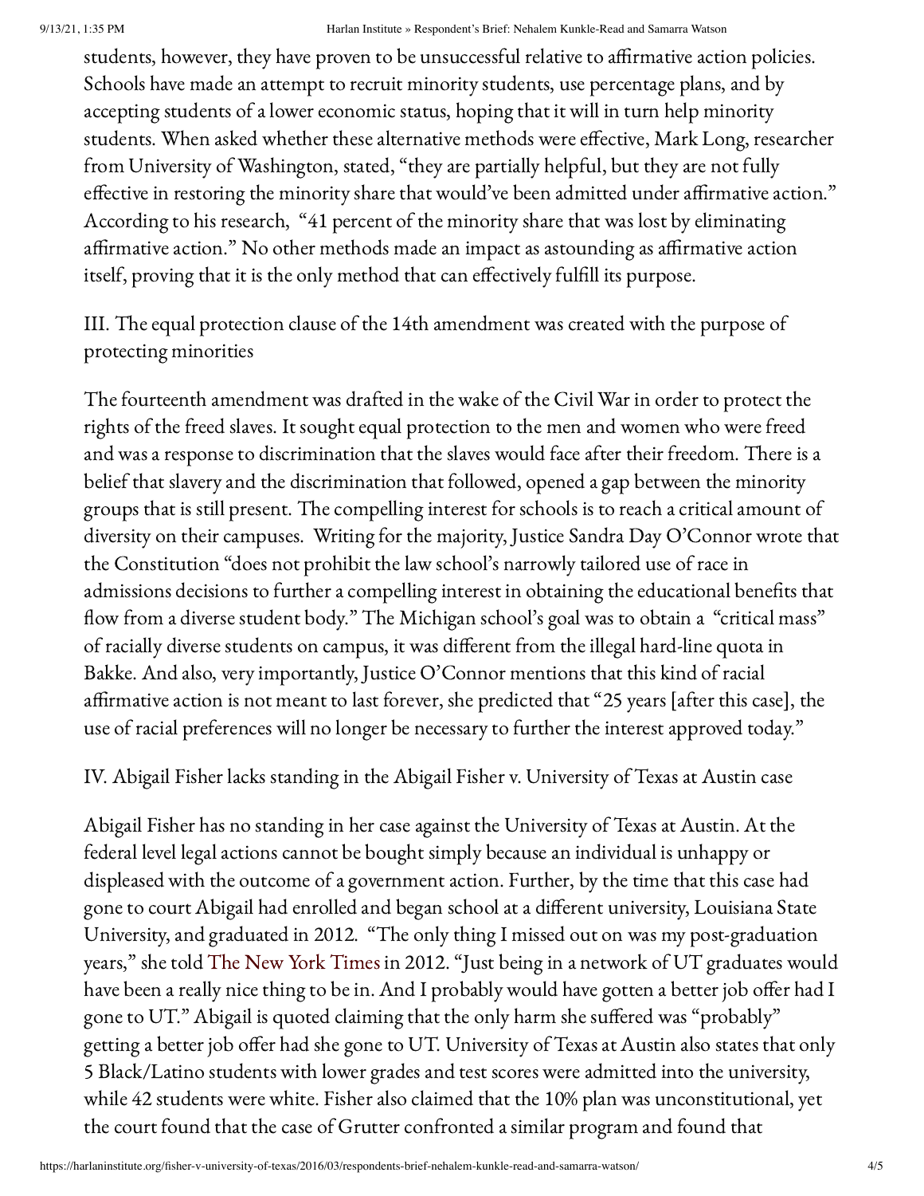students, however, they have proven to be unsuccessful relative to affirmative action policies. Schools have made an attempt to recruit minority students, use percentage plans, and by accepting students of a lower economic status, hoping that it will in turn help minority students. When asked whether these alternative methods were effective, Mark Long, researcher from University of Washington, stated, "they are partially helpful, but they are not fully effective in restoring the minority share that would've been admitted under affirmative action." According to his research, "41 percent of the minority share that was lost by eliminating affirmative action." No other methods made an impact as astounding as affirmative action itself, proving that it is the only method that can effectively fulfill its purpose.

III. The equal protection clause of the 14th amendment was created with the purpose of protecting minorities

The fourteenth amendment was drafted in the wake of the Civil War in order to protect the rights of the freed slaves. It sought equal protection to the men and women who were freed and was a response to discrimination that the slaves would face after their freedom. There is a belief that slavery and the discrimination that followed, opened a gap between the minority groups that is still present. The compelling interest for schools is to reach a critical amount of diversity on their campuses. Writing for the majority, Justice Sandra Day O'Connor wrote that the Constitution "does not prohibit the law school's narrowly tailored use of race in admissions decisions to further a compelling interest in obtaining the educational benefits that flow from a diverse student body." The Michigan school's goal was to obtain a "critical mass" of racially diverse students on campus, it was different from the illegal hard-line quota in Bakke. And also, very importantly, Justice O'Connor mentions that this kind of racial affirmative action is not meant to last forever, she predicted that "25 years [after this case], the use of racial preferences will no longer be necessary to further the interest approved today."

IV. Abigail Fisher lacks standing in the Abigail Fisher v. University of Texas at Austin case

Abigail Fisher has no standing in her case against the University of Texas at Austin. At the federal level legal actions cannot be bought simply because an individual is unhappy or displeased with the outcome of a government action. Further, by the time that this case had gone to court Abigail had enrolled and began school at a different university, Louisiana State University, and graduated in 2012. "The only thing I missed out on was my post-graduation years," she told The New York Times in 2012. "Just being in a network of UT graduates would have been a really nice thing to be in. And I probably would have gotten a better job offer had I gone to UT." Abigail is quoted claiming that the only harm she suffered was "probably" getting a better job offer had she gone to UT. University of Texas at Austin also states that only 5 Black/Latino students with lower grades and test scores were admitted into the university, while 42 students were white. Fisher also claimed that the 10% plan was unconstitutional, yet the court found that the case of Grutter confronted a similar program and found that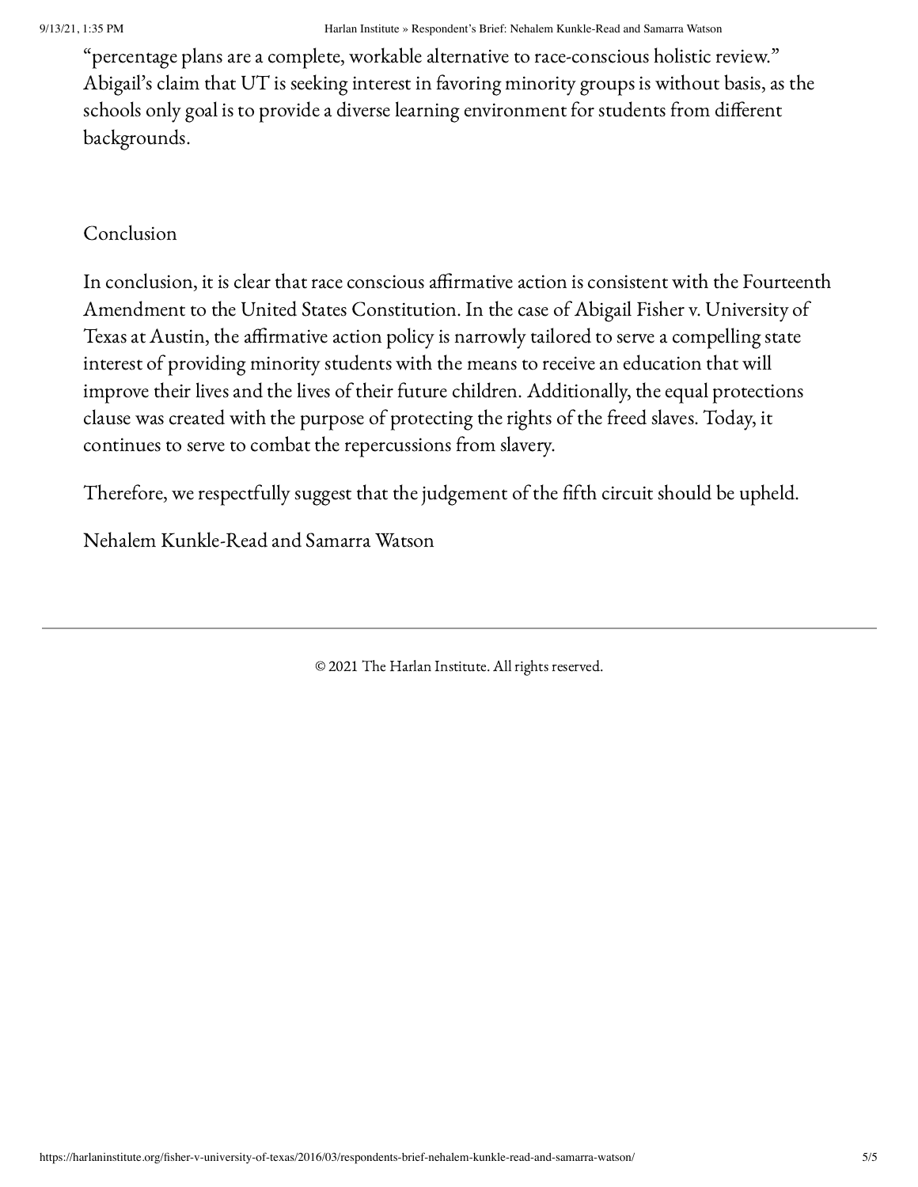"percentage plans are a complete, workable alternative to race-conscious holistic review." Abigail's claim that UT is seeking interest in favoring minority groups is without basis, as the schools only goal is to provide a diverse learning environment for students from different backgrounds.

## Conclusion

In conclusion, it is clear that race conscious affirmative action is consistent with the Fourteenth Amendment to the United States Constitution. In the case of Abigail Fisher v. University of Texas at Austin, the affirmative action policy is narrowly tailored to serve a compelling state interest of providing minority students with the means to receive an education that will improve their lives and the lives of their future children. Additionally, the equal protections clause was created with the purpose of protecting the rights of the freed slaves. Today, it continues to serve to combat the repercussions from slavery.

Therefore, we respectfully suggest that the judgement of the fifth circuit should be upheld.

Nehalem Kunkle-Read and Samarra Watson

---

© 2021 The Harlan Institute. All rights reserved.